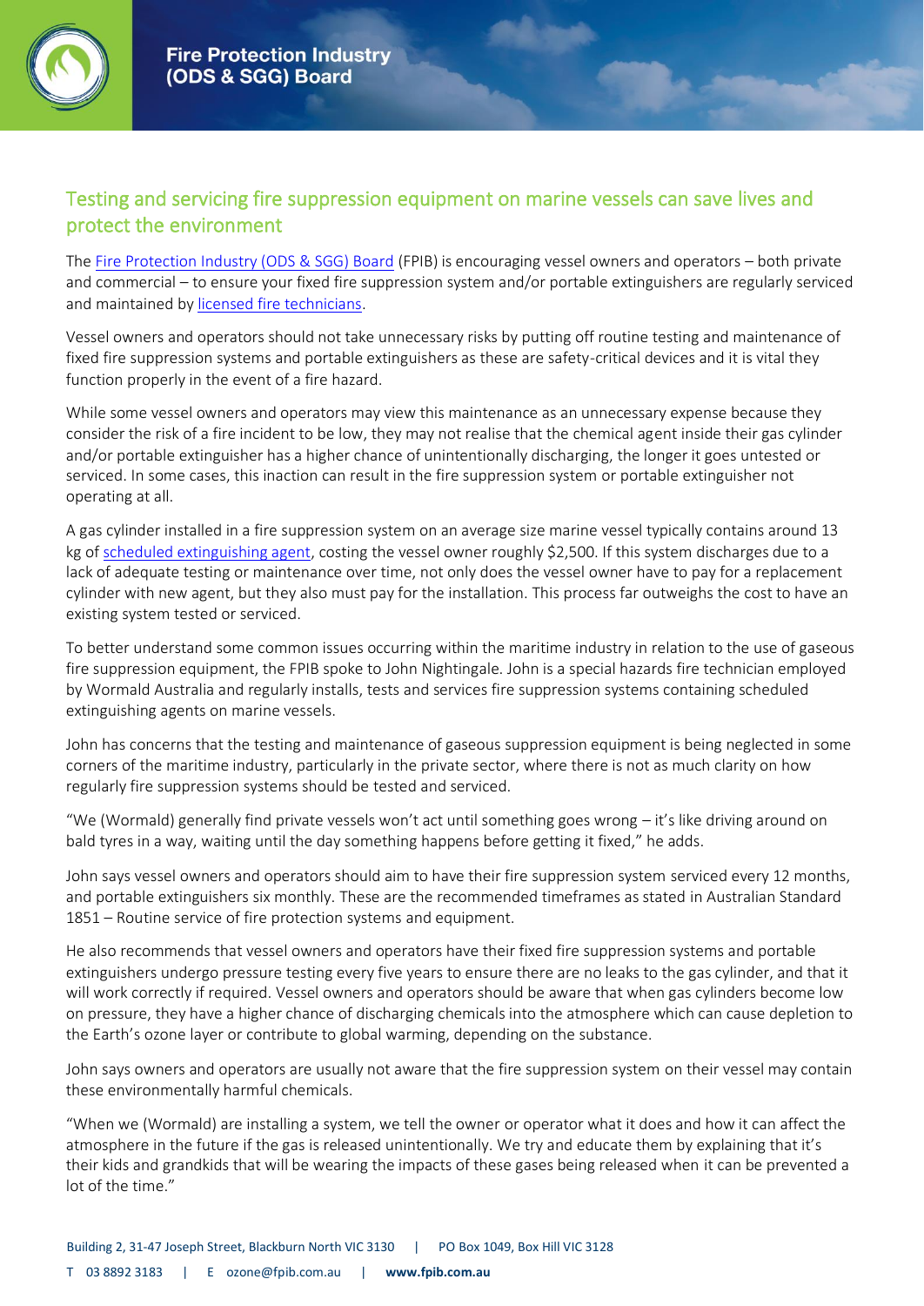## Testing and servicing fire suppression equipment on marine vessels can save lives and protect the environment

The Fire Protection Industry (ODS & SGG) Board (FPIB) is encouraging vessel owners and operators – both private and commercial – to ensure your fixed fire suppression system and/or portable extinguishers are regularly serviced and maintained by licensed fire technicians.

Vessel owners and operators should not take unnecessary risks by putting off routine testing and maintenance of fixed fire suppression systems and portable extinguishers as these are safety-critical devices and it is vital they function properly in the event of a fire hazard.

While some vessel owners and operators may view this maintenance as an unnecessary expense because they consider the risk of a fire incident to be low, they may not realise that the chemical agent inside their gas cylinder and/or portable extinguisher has a higher chance of unintentionally discharging, the longer it goes untested or serviced. In some cases, this inaction can result in the fire suppression system or portable extinguisher not operating at all.

A gas cylinder installed in a fire suppression system on an average size marine vessel typically contains around 13 kg of scheduled extinguishing agent, costing the vessel owner roughly $2,500. If this system discharges due to a lack of adequate testing or maintenance over time, not only does the vessel owner have to pay for a replacement cylinder with new agent, but they also must pay for the installation. This process far outweighs the cost to have an existing system tested or serviced.

To better understand some common issues occurring within the maritime industry in relation to the use of gaseous fire suppression equipment, the FPIB spoke to John Nightingale. John is a special hazards fire technician employed by Wormald Australia and regularly installs, tests and services fire suppression systems containing scheduled extinguishing agents on marine vessels.

John has concerns that the testing and maintenance of gaseous suppression equipment is being neglected in some corners of the maritime industry, particularly in the private sector, where there is not as much clarity on how regularly fire suppression systems should be tested and serviced.

"We (Wormald) generally find private vessels won't act until something goes wrong – it's like driving around on bald tyres in a way, waiting until the day something happens before getting it fixed," he adds.

John says vessel owners and operators should aim to have their fire suppression system serviced every 12 months, and portable extinguishers six monthly. These are the recommended timeframes as stated in Australian Standard 1851 – Routine service of fire protection systems and equipment.

He also recommends that vessel owners and operators have their fixed fire suppression systems and portable extinguishers undergo pressure testing every five years to ensure there are no leaks to the gas cylinder, and that it will work correctly if required. Vessel owners and operators should be aware that when gas cylinders become low on pressure, they have a higher chance of discharging chemicals into the atmosphere which can cause depletion to the Earth's ozone layer or contribute to global warming, depending on the substance.

John says owners and operators are usually not aware that the fire suppression system on their vessel may contain these environmentally harmful chemicals.

"When we (Wormald) are installing a system, we tell the owner or operator what it does and how it can affect the atmosphere in the future if the gas is released unintentionally. We try and educate them by explaining that it's their kids and grandkids that will be wearing the impacts of these gases being released when it can be prevented a lot of the time."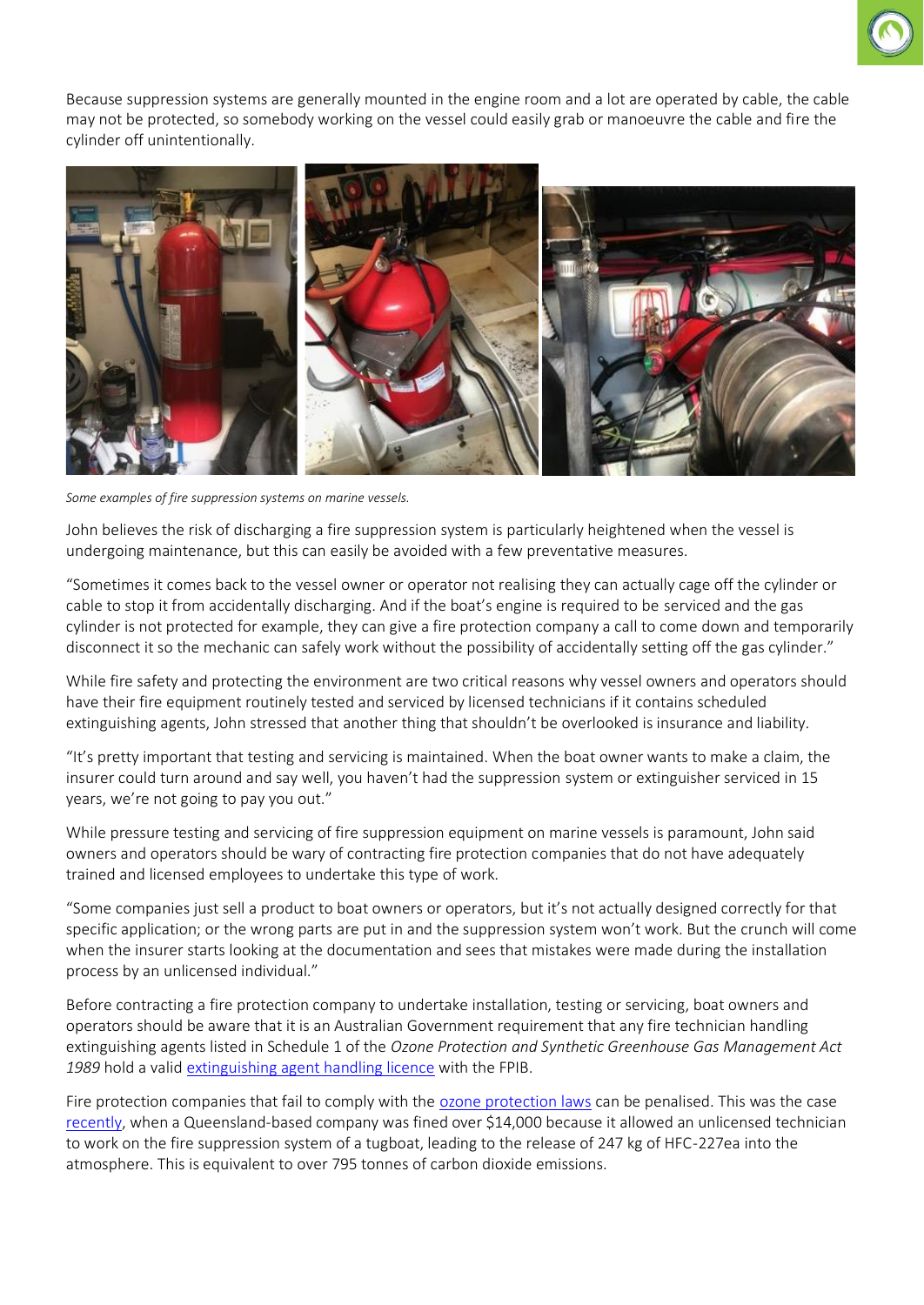Because suppression systems are generally mounted in the engine room and a lot are operated by cable, the cable may not be protected, so somebody working on the vessel could easily grab or manoeuvre the cable and fire the cylinder off unintentionally.

*Some examples of fire suppression systems on marine vessels.*

John believes the risk of discharging a fire suppression system is particularly heightened when the vessel is undergoing maintenance, but this can easily be avoided with a few preventative measures.

"Sometimes it comes back to the vessel owner or operator not realising they can actually cage off the cylinder or cable to stop it from accidentally discharging. And if the boat's engine is required to be serviced and the gas cylinder is not protected for example, they can give a fire protection company a call to come down and temporarily disconnect it so the mechanic can safely work without the possibility of accidentally setting off the gas cylinder."

While fire safety and protecting the environment are two critical reasons why vessel owners and operators should have their fire equipment routinely tested and serviced by licensed technicians if it contains scheduled extinguishing agents, John stressed that another thing that shouldn't be overlooked is insurance and liability.

"It's pretty important that testing and servicing is maintained. When the boat owner wants to make a claim, the insurer could turn around and say well, you haven't had the suppression system or extinguisher serviced in 15 years, we're not going to pay you out."

While pressure testing and servicing of fire suppression equipment on marine vessels is paramount, John said owners and operators should be wary of contracting fire protection companies that do not have adequately trained and licensed employees to undertake this type of work.

"Some companies just sell a product to boat owners or operators, but it's not actually designed correctly for that specific application; or the wrong parts are put in and the suppression system won't work. But the crunch will come when the insurer starts looking at the documentation and sees that mistakes were made during the installation process by an unlicensed individual."

Before contracting a fire protection company to undertake installation, testing or servicing, boat owners and operators should be aware that it is an Australian Government requirement that any fire technician handling extinguishing agents listed in Schedule 1 of the *Ozone Protection and Synthetic Greenhouse Gas Management Act 1989* hold a valid extinguishing agent handling licence with the FPIB.

Fire protection companies that fail to comply with the ozone protection laws can be penalised. This was the case recently, when a Queensland-based company was fined over $14,000 because it allowed an unlicensed technician to work on the fire suppression system of a tugboat, leading to the release of 247 kg of HFC-227ea into the atmosphere. This is equivalent to over 795 tonnes of carbon dioxide emissions.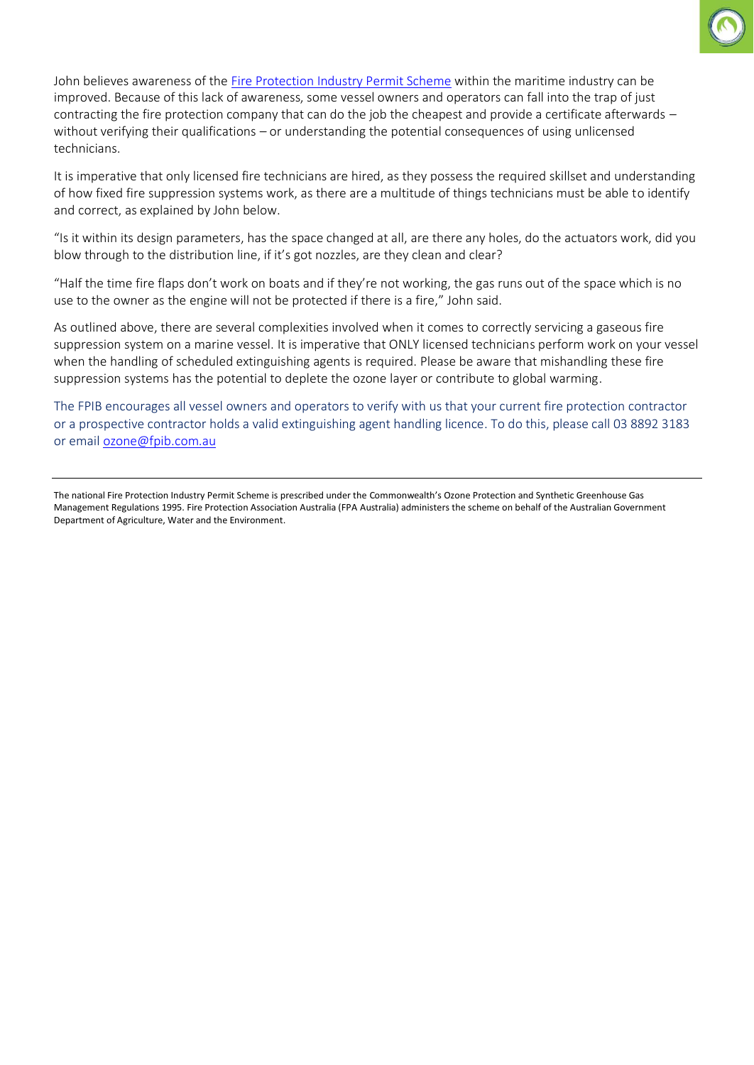John believes awareness of the [Fire Protection Industry Permit Scheme](#) within the maritime industry can be improved. Because of this lack of awareness, some vessel owners and operators can fall into the trap of just contracting the fire protection company that can do the job the cheapest and provide a certificate afterwards – without verifying their qualifications – or understanding the potential consequences of using unlicensed technicians.

It is imperative that only licensed fire technicians are hired, as they possess the required skillset and understanding of how fixed fire suppression systems work, as there are a multitude of things technicians must be able to identify and correct, as explained by John below.

"Is it within its design parameters, has the space changed at all, are there any holes, do the actuators work, did you blow through to the distribution line, if it's got nozzles, are they clean and clear?

"Half the time fire flaps don't work on boats and if they're not working, the gas runs out of the space which is no use to the owner as the engine will not be protected if there is a fire," John said.

As outlined above, there are several complexities involved when it comes to correctly servicing a gaseous fire suppression system on a marine vessel. It is imperative that ONLY licensed technicians perform work on your vessel when the handling of scheduled extinguishing agents is required. Please be aware that mishandling these fire suppression systems has the potential to deplete the ozone layer or contribute to global warming.

The FPIB encourages all vessel owners and operators to verify with us that your current fire protection contractor or a prospective contractor holds a valid extinguishing agent handling licence. To do this, please call 03 8892 3183 or email [ozone@fpib.com.au](mailto:ozone@fpib.com.au)

---

The national Fire Protection Industry Permit Scheme is prescribed under the Commonwealth's Ozone Protection and Synthetic Greenhouse Gas Management Regulations 1995. Fire Protection Association Australia (FPA Australia) administers the scheme on behalf of the Australian Government Department of Agriculture, Water and the Environment.